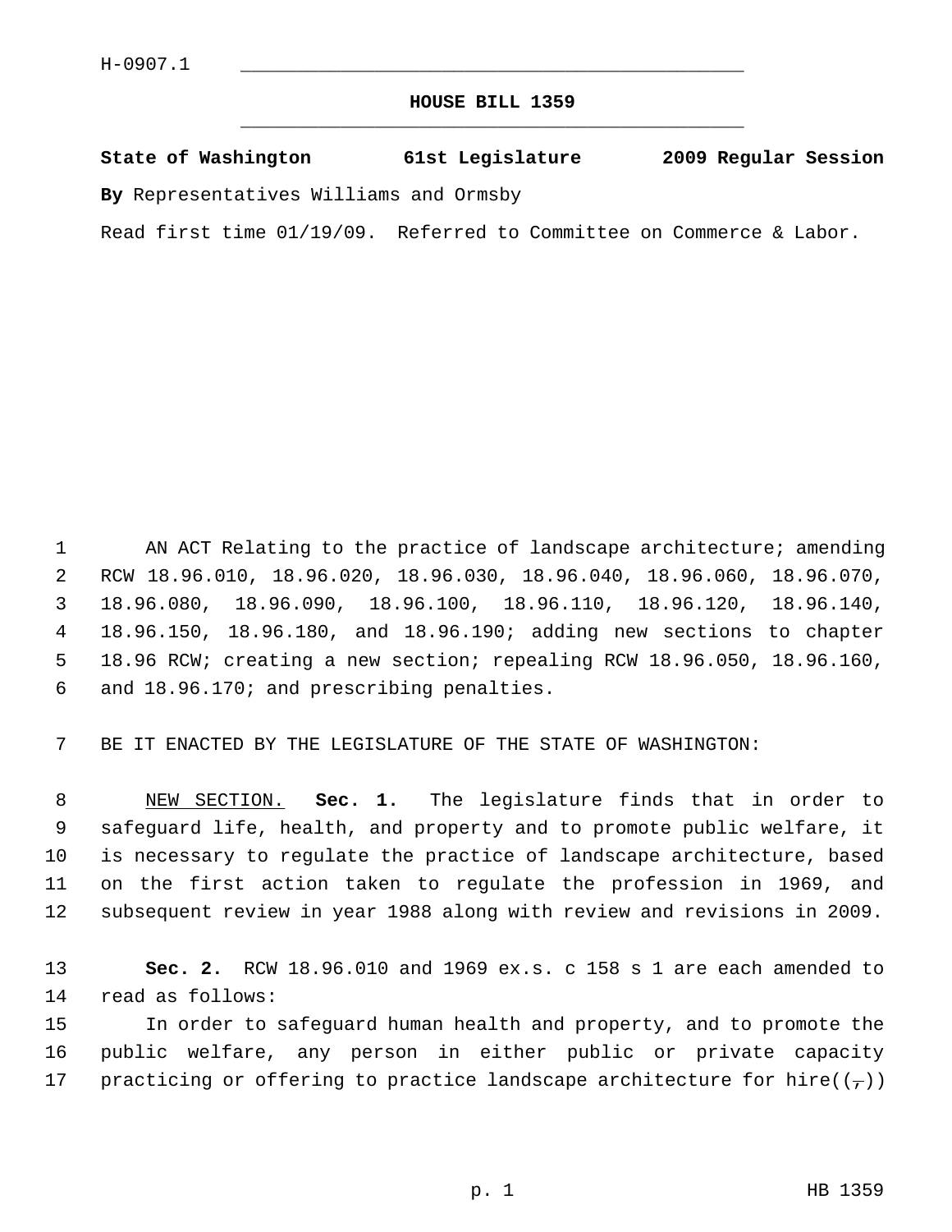H-0907.1

# HOUSE BILL 1359

**State of Washington 61st Legislature 2009 Regular Session**

**By** Representatives Williams and Ormsby

Read first time 01/19/09. Referred to Committee on Commerce & Labor.

AN ACT Relating to the practice of landscape architecture; amending RCW 18.96.010, 18.96.020, 18.96.030, 18.96.040, 18.96.060, 18.96.070, 18.96.080, 18.96.090, 18.96.100, 18.96.110, 18.96.120, 18.96.140, 18.96.150, 18.96.180, and 18.96.190; adding new sections to chapter 18.96 RCW; creating a new section; repealing RCW 18.96.050, 18.96.160, and 18.96.170; and prescribing penalties.

BE IT ENACTED BY THE LEGISLATURE OF THE STATE OF WASHINGTON:

NEW SECTION. **Sec. 1.** The legislature finds that in order to safeguard life, health, and property and to promote public welfare, it is necessary to regulate the practice of landscape architecture, based on the first action taken to regulate the profession in 1969, and subsequent review in year 1988 along with review and revisions in 2009.

**Sec. 2.** RCW 18.96.010 and 1969 ex.s. c 158 s 1 are each amended to read as follows:

In order to safeguard human health and property, and to promote the public welfare, any person in either public or private capacity practicing or offering to practice landscape architecture for hire((~~,~~))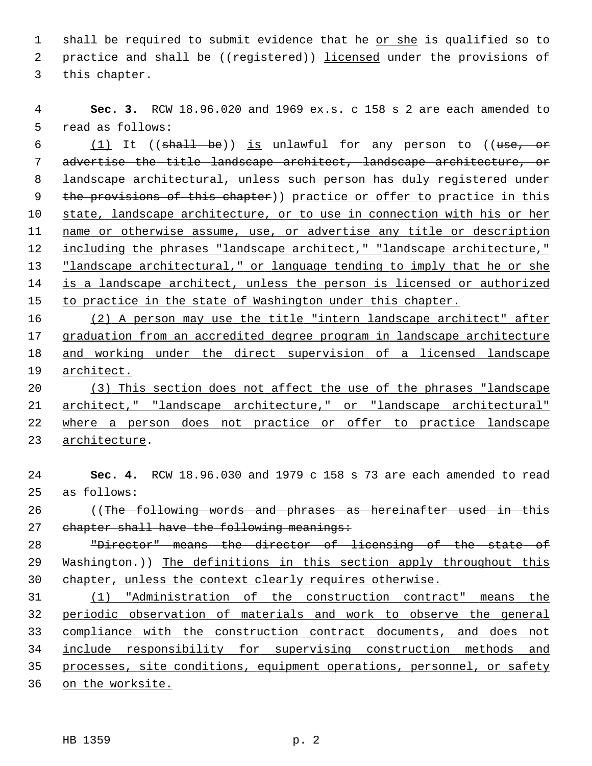shall be required to submit evidence that he or she is qualified so to practice and shall be ((~~registered~~)) licensed under the provisions of this chapter.

**Sec. 3.** RCW 18.96.020 and 1969 ex.s. c 158 s 2 are each amended to read as follows:

(1) It ((~~shall be~~)) is unlawful for any person to ((~~use, or advertise the title landscape architect, landscape architecture, or landscape architectural, unless such person has duly registered under the provisions of this chapter~~)) practice or offer to practice in this state, landscape architecture, or to use in connection with his or her name or otherwise assume, use, or advertise any title or description including the phrases "landscape architect," "landscape architecture," "landscape architectural," or language tending to imply that he or she is a landscape architect, unless the person is licensed or authorized to practice in the state of Washington under this chapter.

(2) A person may use the title "intern landscape architect" after graduation from an accredited degree program in landscape architecture and working under the direct supervision of a licensed landscape architect.

(3) This section does not affect the use of the phrases "landscape architect," "landscape architecture," or "landscape architectural" where a person does not practice or offer to practice landscape architecture.

**Sec. 4.** RCW 18.96.030 and 1979 c 158 s 73 are each amended to read as follows:

((~~The following words and phrases as hereinafter used in this chapter shall have the following meanings:~~

~~"Director" means the director of licensing of the state of Washington.~~)) The definitions in this section apply throughout this chapter, unless the context clearly requires otherwise.

(1) "Administration of the construction contract" means the periodic observation of materials and work to observe the general compliance with the construction contract documents, and does not include responsibility for supervising construction methods and processes, site conditions, equipment operations, personnel, or safety on the worksite.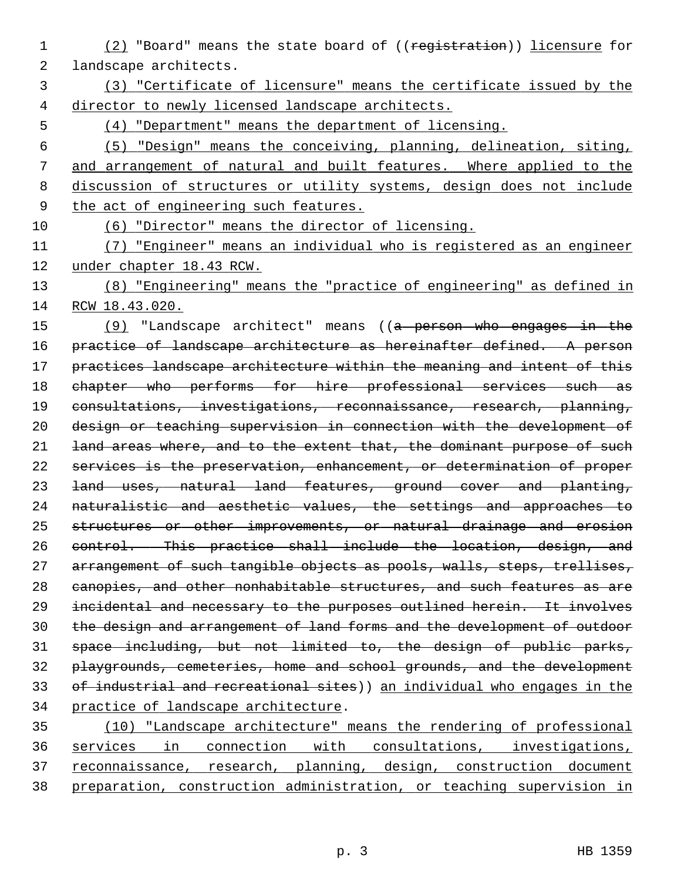(2) "Board" means the state board of ((~~registration~~)) licensure for landscape architects.

(3) "Certificate of licensure" means the certificate issued by the director to newly licensed landscape architects.

(4) "Department" means the department of licensing.

(5) "Design" means the conceiving, planning, delineation, siting, and arrangement of natural and built features. Where applied to the discussion of structures or utility systems, design does not include the act of engineering such features.

(6) "Director" means the director of licensing.

(7) "Engineer" means an individual who is registered as an engineer under chapter 18.43 RCW.

(8) "Engineering" means the "practice of engineering" as defined in RCW 18.43.020.

(9) "Landscape architect" means ((~~a person who engages in the practice of landscape architecture as hereinafter defined. A person practices landscape architecture within the meaning and intent of this chapter who performs for hire professional services such as consultations, investigations, reconnaissance, research, planning, design or teaching supervision in connection with the development of land areas where, and to the extent that, the dominant purpose of such services is the preservation, enhancement, or determination of proper land uses, natural land features, ground cover and planting, naturalistic and aesthetic values, the settings and approaches to structures or other improvements, or natural drainage and erosion control. This practice shall include the location, design, and arrangement of such tangible objects as pools, walls, steps, trellises, canopies, and other nonhabitable structures, and such features as are incidental and necessary to the purposes outlined herein. It involves the design and arrangement of land forms and the development of outdoor space including, but not limited to, the design of public parks, playgrounds, cemeteries, home and school grounds, and the development of industrial and recreational sites~~)) an individual who engages in the practice of landscape architecture.

(10) "Landscape architecture" means the rendering of professional services in connection with consultations, investigations, reconnaissance, research, planning, design, construction document preparation, construction administration, or teaching supervision in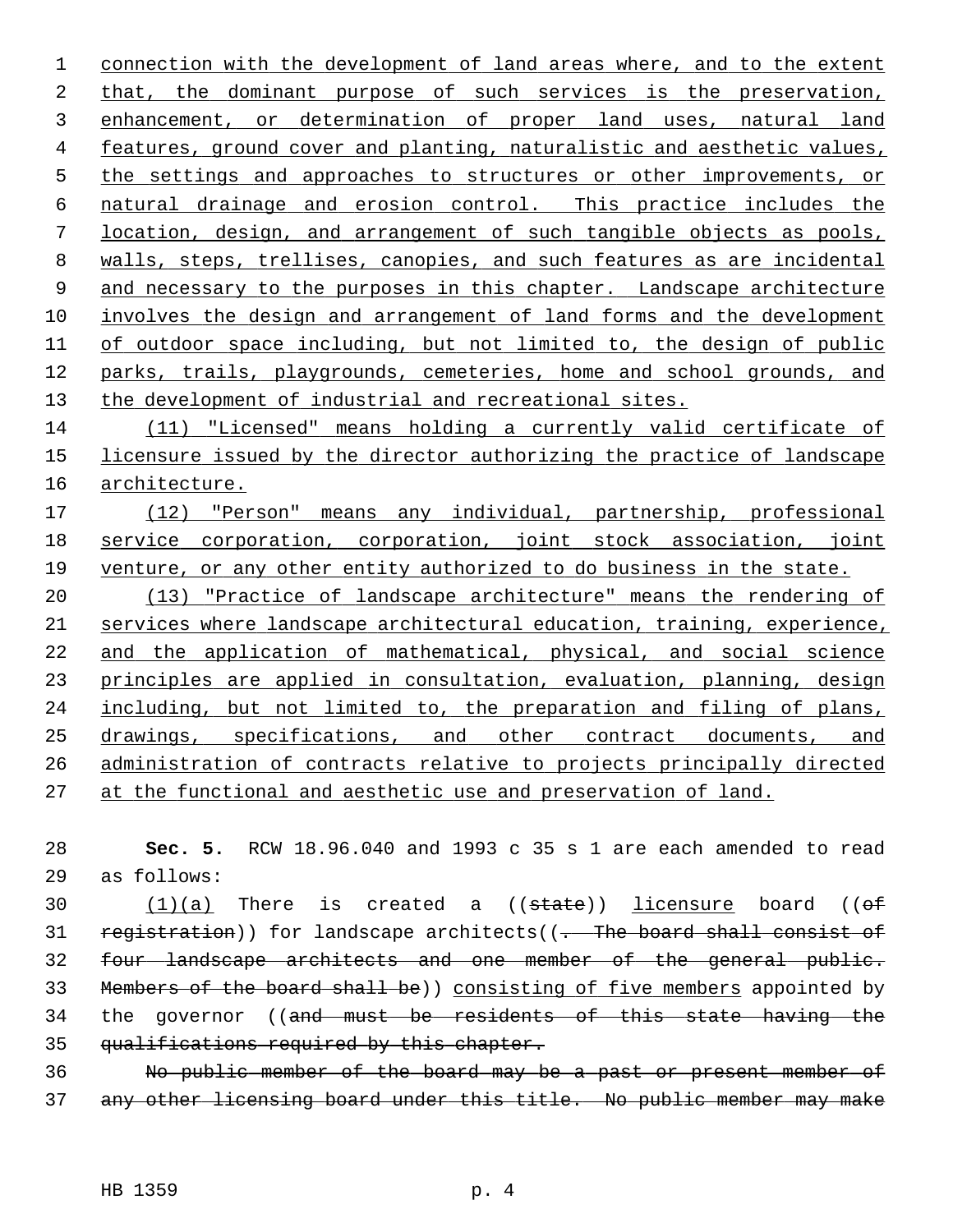connection with the development of land areas where, and to the extent that, the dominant purpose of such services is the preservation, enhancement, or determination of proper land uses, natural land features, ground cover and planting, naturalistic and aesthetic values, the settings and approaches to structures or other improvements, or natural drainage and erosion control. This practice includes the location, design, and arrangement of such tangible objects as pools, walls, steps, trellises, canopies, and such features as are incidental and necessary to the purposes in this chapter. Landscape architecture involves the design and arrangement of land forms and the development of outdoor space including, but not limited to, the design of public parks, trails, playgrounds, cemeteries, home and school grounds, and the development of industrial and recreational sites.

(11) "Licensed" means holding a currently valid certificate of licensure issued by the director authorizing the practice of landscape architecture.

(12) "Person" means any individual, partnership, professional service corporation, corporation, joint stock association, joint venture, or any other entity authorized to do business in the state.

(13) "Practice of landscape architecture" means the rendering of services where landscape architectural education, training, experience, and the application of mathematical, physical, and social science principles are applied in consultation, evaluation, planning, design including, but not limited to, the preparation and filing of plans, drawings, specifications, and other contract documents, and administration of contracts relative to projects principally directed at the functional and aesthetic use and preservation of land.

**Sec. 5.** RCW 18.96.040 and 1993 c 35 s 1 are each amended to read as follows:

(1)(a) There is created a ((~~state~~)) licensure board ((~~of registration~~)) for landscape architects((~~. The board shall consist of four landscape architects and one member of the general public. Members of the board shall be~~)) consisting of five members appointed by the governor ((~~and must be residents of this state having the qualifications required by this chapter.~~

~~No public member of the board may be a past or present member of any other licensing board under this title. No public member may make~~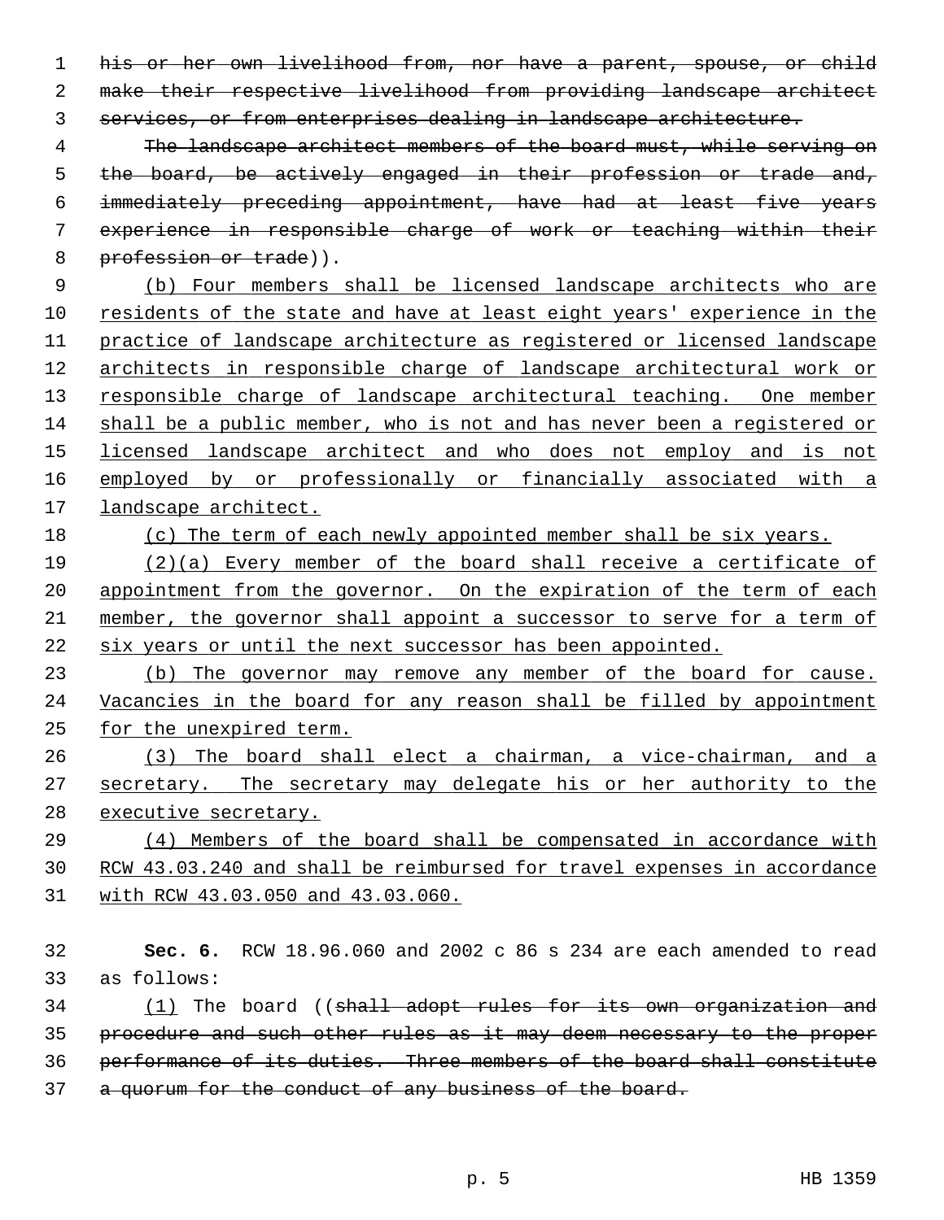~~his or her own livelihood from, nor have a parent, spouse, or child make their respective livelihood from providing landscape architect services, or from enterprises dealing in landscape architecture.~~

~~The landscape architect members of the board must, while serving on the board, be actively engaged in their profession or trade and, immediately preceding appointment, have had at least five years experience in responsible charge of work or teaching within their profession or trade~~)).

<u>(b) Four members shall be licensed landscape architects who are residents of the state and have at least eight years' experience in the practice of landscape architecture as registered or licensed landscape architects in responsible charge of landscape architectural work or responsible charge of landscape architectural teaching. One member shall be a public member, who is not and has never been a registered or licensed landscape architect and who does not employ and is not employed by or professionally or financially associated with a landscape architect.</u>

<u>(c) The term of each newly appointed member shall be six years.</u>

<u>(2)(a) Every member of the board shall receive a certificate of appointment from the governor. On the expiration of the term of each member, the governor shall appoint a successor to serve for a term of six years or until the next successor has been appointed.</u>

<u>(b) The governor may remove any member of the board for cause. Vacancies in the board for any reason shall be filled by appointment for the unexpired term.</u>

<u>(3) The board shall elect a chairman, a vice-chairman, and a secretary. The secretary may delegate his or her authority to the executive secretary.</u>

<u>(4) Members of the board shall be compensated in accordance with RCW 43.03.240 and shall be reimbursed for travel expenses in accordance with RCW 43.03.050 and 43.03.060.</u>

**Sec. 6.** RCW 18.96.060 and 2002 c 86 s 234 are each amended to read as follows:

<u>(1)</u> The board ((~~shall adopt rules for its own organization and procedure and such other rules as it may deem necessary to the proper performance of its duties. Three members of the board shall constitute a quorum for the conduct of any business of the board.~~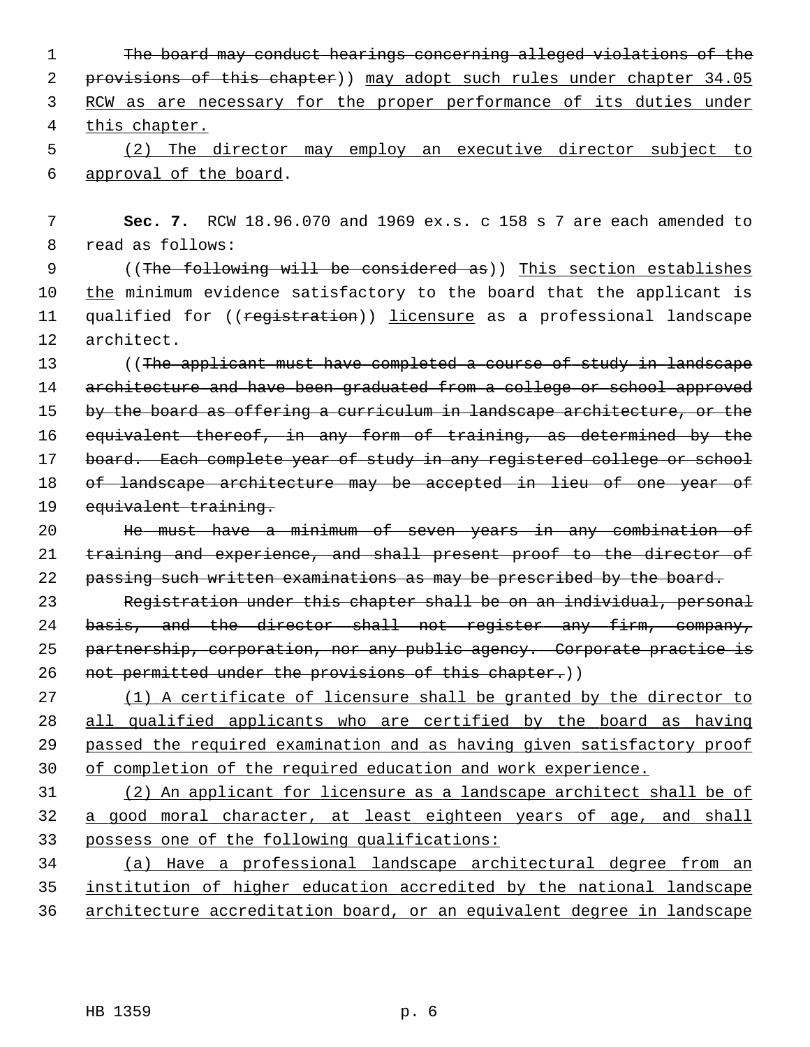The board may conduct hearings concerning alleged violations of the provisions of this chapter)) may adopt such rules under chapter 34.05 RCW as are necessary for the proper performance of its duties under this chapter.

(2) The director may employ an executive director subject to approval of the board.

**Sec. 7.** RCW 18.96.070 and 1969 ex.s. c 158 s 7 are each amended to read as follows:

((The following will be considered as)) This section establishes the minimum evidence satisfactory to the board that the applicant is qualified for ((registration)) licensure as a professional landscape architect.

((The applicant must have completed a course of study in landscape architecture and have been graduated from a college or school approved by the board as offering a curriculum in landscape architecture, or the equivalent thereof, in any form of training, as determined by the board. Each complete year of study in any registered college or school of landscape architecture may be accepted in lieu of one year of equivalent training.

He must have a minimum of seven years in any combination of training and experience, and shall present proof to the director of passing such written examinations as may be prescribed by the board.

Registration under this chapter shall be on an individual, personal basis, and the director shall not register any firm, company, partnership, corporation, nor any public agency. Corporate practice is not permitted under the provisions of this chapter.))

(1) A certificate of licensure shall be granted by the director to all qualified applicants who are certified by the board as having passed the required examination and as having given satisfactory proof of completion of the required education and work experience.

(2) An applicant for licensure as a landscape architect shall be of a good moral character, at least eighteen years of age, and shall possess one of the following qualifications:

(a) Have a professional landscape architectural degree from an institution of higher education accredited by the national landscape architecture accreditation board, or an equivalent degree in landscape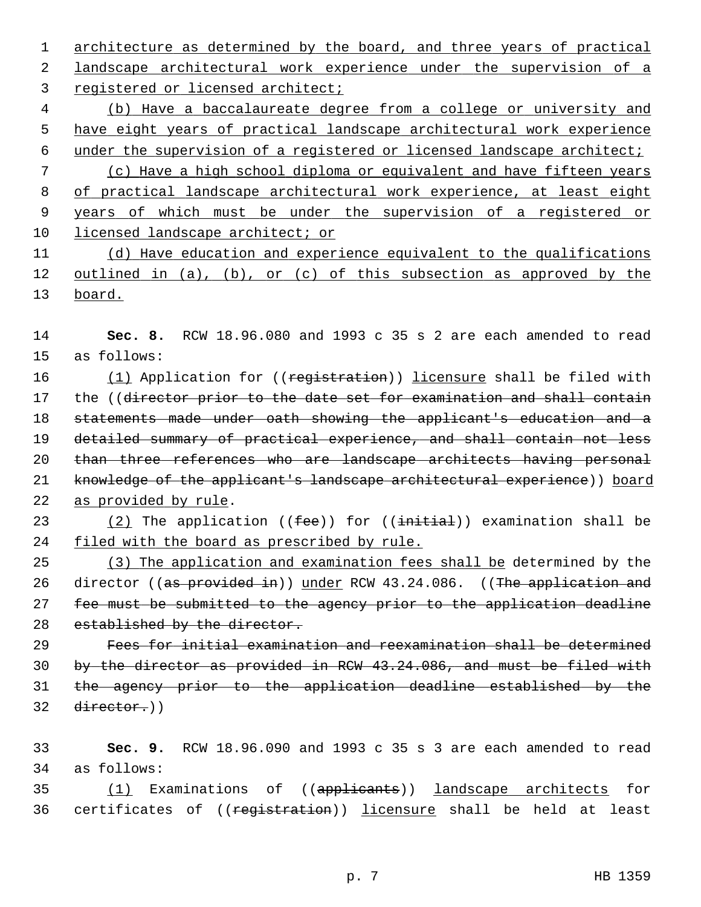architecture as determined by the board, and three years of practical landscape architectural work experience under the supervision of a registered or licensed architect;

(b) Have a baccalaureate degree from a college or university and have eight years of practical landscape architectural work experience under the supervision of a registered or licensed landscape architect;

(c) Have a high school diploma or equivalent and have fifteen years of practical landscape architectural work experience, at least eight years of which must be under the supervision of a registered or licensed landscape architect; or

(d) Have education and experience equivalent to the qualifications outlined in (a), (b), or (c) of this subsection as approved by the board.

**Sec. 8.** RCW 18.96.080 and 1993 c 35 s 2 are each amended to read as follows:

(1) Application for ((registration)) licensure shall be filed with the ((director prior to the date set for examination and shall contain statements made under oath showing the applicant's education and a detailed summary of practical experience, and shall contain not less than three references who are landscape architects having personal knowledge of the applicant's landscape architectural experience)) board as provided by rule.

(2) The application ((fee)) for ((initial)) examination shall be filed with the board as prescribed by rule.

(3) The application and examination fees shall be determined by the director ((as provided in)) under RCW 43.24.086. ((The application and fee must be submitted to the agency prior to the application deadline established by the director.

Fees for initial examination and reexamination shall be determined by the director as provided in RCW 43.24.086, and must be filed with the agency prior to the application deadline established by the director.))

**Sec. 9.** RCW 18.96.090 and 1993 c 35 s 3 are each amended to read as follows:

(1) Examinations of ((applicants)) landscape architects for certificates of ((registration)) licensure shall be held at least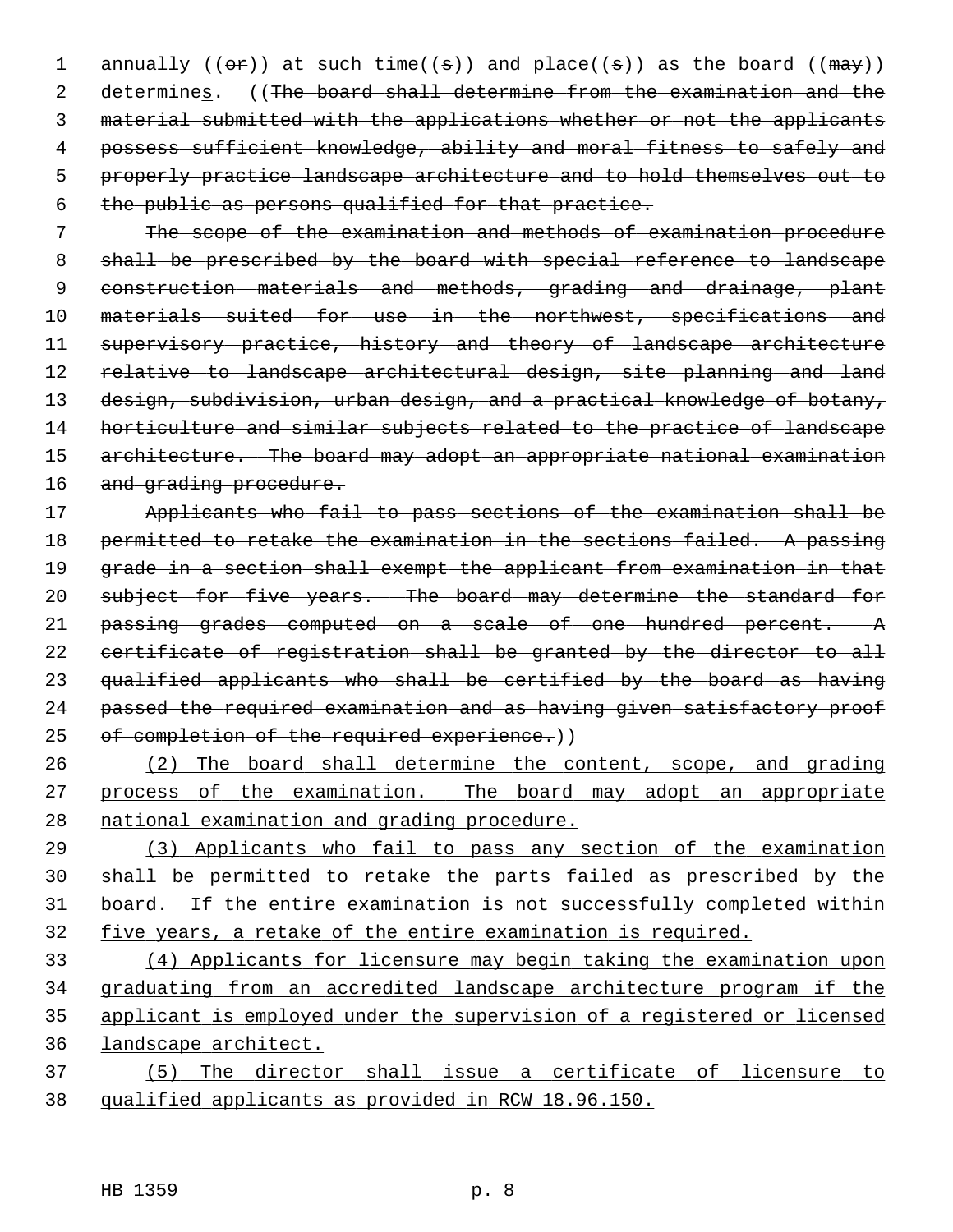annually ((~~or~~)) at such time((~~s~~)) and place((~~s~~)) as the board ((~~may~~)) determines. ((~~The board shall determine from the examination and the material submitted with the applications whether or not the applicants possess sufficient knowledge, ability and moral fitness to safely and properly practice landscape architecture and to hold themselves out to the public as persons qualified for that practice.~~

~~The scope of the examination and methods of examination procedure shall be prescribed by the board with special reference to landscape construction materials and methods, grading and drainage, plant materials suited for use in the northwest, specifications and supervisory practice, history and theory of landscape architecture relative to landscape architectural design, site planning and land design, subdivision, urban design, and a practical knowledge of botany, horticulture and similar subjects related to the practice of landscape architecture. The board may adopt an appropriate national examination and grading procedure.~~

~~Applicants who fail to pass sections of the examination shall be permitted to retake the examination in the sections failed. A passing grade in a section shall exempt the applicant from examination in that subject for five years. The board may determine the standard for passing grades computed on a scale of one hundred percent. A certificate of registration shall be granted by the director to all qualified applicants who shall be certified by the board as having passed the required examination and as having given satisfactory proof of completion of the required experience.~~))

<u>(2) The board shall determine the content, scope, and grading process of the examination. The board may adopt an appropriate national examination and grading procedure.</u>

<u>(3) Applicants who fail to pass any section of the examination shall be permitted to retake the parts failed as prescribed by the board. If the entire examination is not successfully completed within five years, a retake of the entire examination is required.</u>

<u>(4) Applicants for licensure may begin taking the examination upon graduating from an accredited landscape architecture program if the applicant is employed under the supervision of a registered or licensed landscape architect.</u>

<u>(5) The director shall issue a certificate of licensure to qualified applicants as provided in RCW 18.96.150.</u>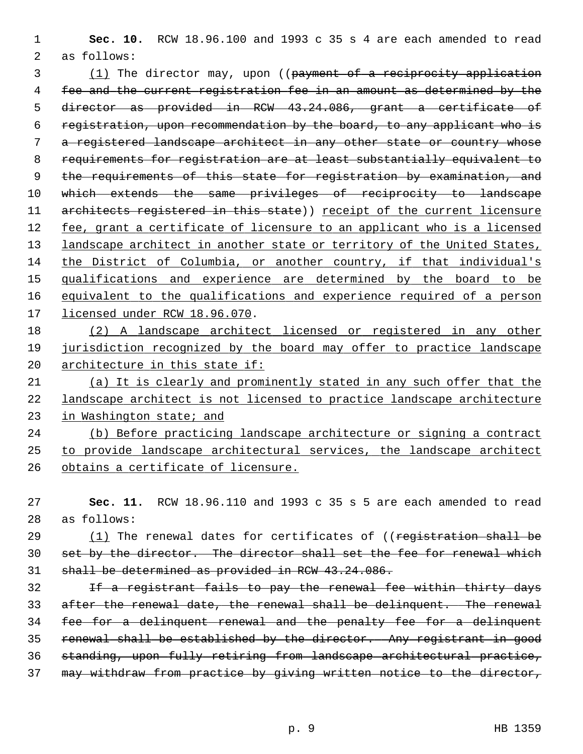**Sec. 10.** RCW 18.96.100 and 1993 c 35 s 4 are each amended to read as follows:

(1) The director may, upon ((~~payment of a reciprocity application fee and the current registration fee in an amount as determined by the director as provided in RCW 43.24.086, grant a certificate of registration, upon recommendation by the board, to any applicant who is a registered landscape architect in any other state or country whose requirements for registration are at least substantially equivalent to the requirements of this state for registration by examination, and which extends the same privileges of reciprocity to landscape architects registered in this state~~)) receipt of the current licensure fee, grant a certificate of licensure to an applicant who is a licensed landscape architect in another state or territory of the United States, the District of Columbia, or another country, if that individual's qualifications and experience are determined by the board to be equivalent to the qualifications and experience required of a person licensed under RCW 18.96.070.

(2) A landscape architect licensed or registered in any other jurisdiction recognized by the board may offer to practice landscape architecture in this state if:

(a) It is clearly and prominently stated in any such offer that the landscape architect is not licensed to practice landscape architecture in Washington state; and

(b) Before practicing landscape architecture or signing a contract to provide landscape architectural services, the landscape architect obtains a certificate of licensure.

**Sec. 11.** RCW 18.96.110 and 1993 c 35 s 5 are each amended to read as follows:

(1) The renewal dates for certificates of ((~~registration shall be set by the director. The director shall set the fee for renewal which shall be determined as provided in RCW 43.24.086.~~

~~If a registrant fails to pay the renewal fee within thirty days after the renewal date, the renewal shall be delinquent. The renewal fee for a delinquent renewal and the penalty fee for a delinquent renewal shall be established by the director. Any registrant in good standing, upon fully retiring from landscape architectural practice, may withdraw from practice by giving written notice to the director,~~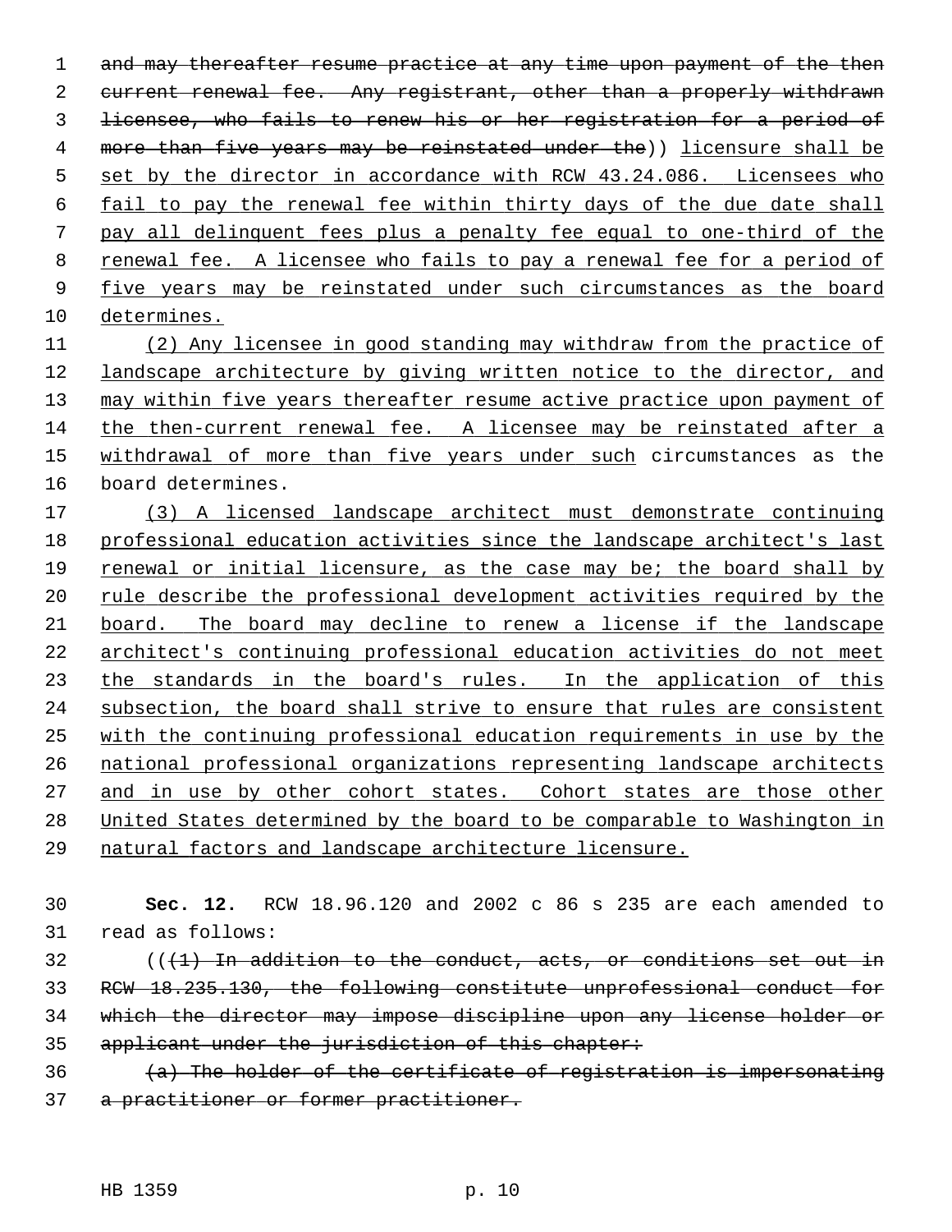~~and may thereafter resume practice at any time upon payment of the then current renewal fee. Any registrant, other than a properly withdrawn licensee, who fails to renew his or her registration for a period of more than five years may be reinstated under the~~)) <u>licensure shall be set by the director in accordance with RCW 43.24.086. Licensees who fail to pay the renewal fee within thirty days of the due date shall pay all delinquent fees plus a penalty fee equal to one-third of the renewal fee. A licensee who fails to pay a renewal fee for a period of five years may be reinstated under such circumstances as the board determines.</u>

<u>(2) Any licensee in good standing may withdraw from the practice of landscape architecture by giving written notice to the director, and may within five years thereafter resume active practice upon payment of the then-current renewal fee. A licensee may be reinstated after a withdrawal of more than five years under such</u> circumstances as the board determines.

<u>(3) A licensed landscape architect must demonstrate continuing professional education activities since the landscape architect's last renewal or initial licensure, as the case may be; the board shall by rule describe the professional development activities required by the board. The board may decline to renew a license if the landscape architect's continuing professional education activities do not meet the standards in the board's rules. In the application of this subsection, the board shall strive to ensure that rules are consistent with the continuing professional education requirements in use by the national professional organizations representing landscape architects and in use by other cohort states. Cohort states are those other United States determined by the board to be comparable to Washington in natural factors and landscape architecture licensure.</u>

**Sec. 12.** RCW 18.96.120 and 2002 c 86 s 235 are each amended to read as follows:

((~~(1) In addition to the conduct, acts, or conditions set out in RCW 18.235.130, the following constitute unprofessional conduct for which the director may impose discipline upon any license holder or applicant under the jurisdiction of this chapter:~~

~~(a) The holder of the certificate of registration is impersonating a practitioner or former practitioner.~~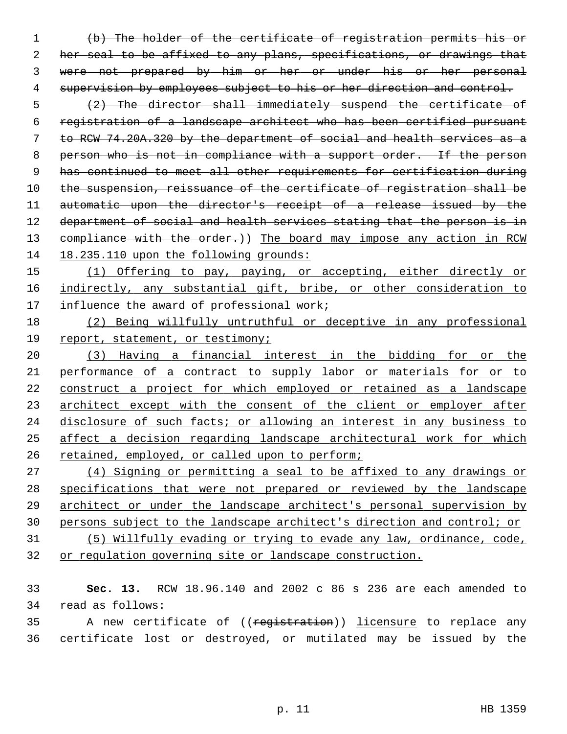~~(b) The holder of the certificate of registration permits his or her seal to be affixed to any plans, specifications, or drawings that were not prepared by him or her or under his or her personal supervision by employees subject to his or her direction and control.~~

~~(2) The director shall immediately suspend the certificate of registration of a landscape architect who has been certified pursuant to RCW 74.20A.320 by the department of social and health services as a person who is not in compliance with a support order. If the person has continued to meet all other requirements for certification during the suspension, reissuance of the certificate of registration shall be automatic upon the director's receipt of a release issued by the department of social and health services stating that the person is in compliance with the order.~~)) <u>The board may impose any action in RCW 18.235.110 upon the following grounds:</u>

<u>(1) Offering to pay, paying, or accepting, either directly or indirectly, any substantial gift, bribe, or other consideration to influence the award of professional work;</u>

<u>(2) Being willfully untruthful or deceptive in any professional report, statement, or testimony;</u>

<u>(3) Having a financial interest in the bidding for or the performance of a contract to supply labor or materials for or to construct a project for which employed or retained as a landscape architect except with the consent of the client or employer after disclosure of such facts; or allowing an interest in any business to affect a decision regarding landscape architectural work for which retained, employed, or called upon to perform;</u>

<u>(4) Signing or permitting a seal to be affixed to any drawings or specifications that were not prepared or reviewed by the landscape architect or under the landscape architect's personal supervision by persons subject to the landscape architect's direction and control; or</u>

<u>(5) Willfully evading or trying to evade any law, ordinance, code, or regulation governing site or landscape construction.</u>

**Sec. 13.** RCW 18.96.140 and 2002 c 86 s 236 are each amended to read as follows:

A new certificate of ((~~registration~~)) <u>licensure</u> to replace any certificate lost or destroyed, or mutilated may be issued by the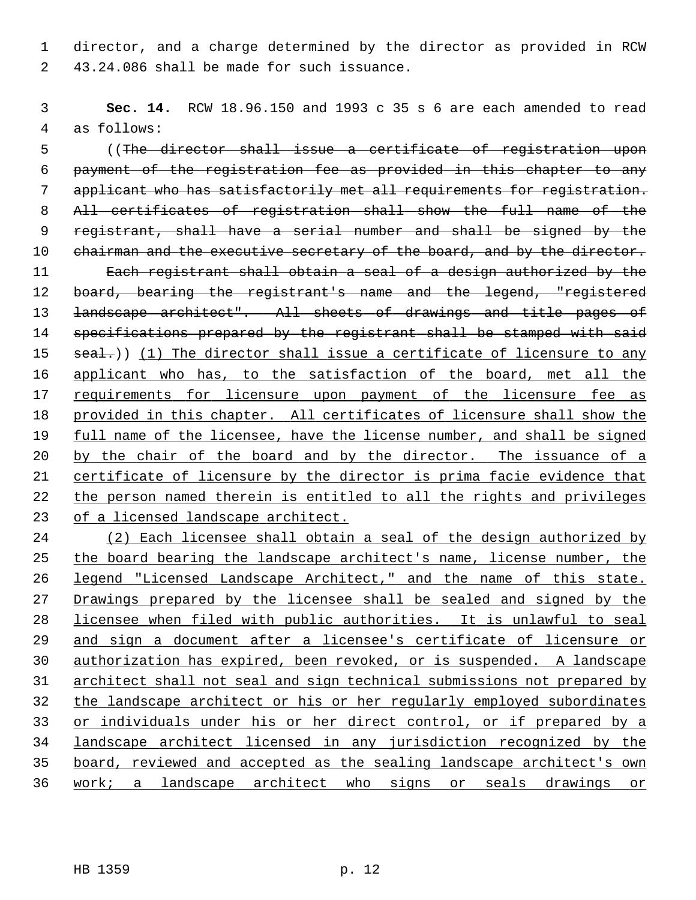director, and a charge determined by the director as provided in RCW 43.24.086 shall be made for such issuance.

**Sec. 14.** RCW 18.96.150 and 1993 c 35 s 6 are each amended to read as follows:

((~~The director shall issue a certificate of registration upon payment of the registration fee as provided in this chapter to any applicant who has satisfactorily met all requirements for registration. All certificates of registration shall show the full name of the registrant, shall have a serial number and shall be signed by the chairman and the executive secretary of the board, and by the director.~~

~~Each registrant shall obtain a seal of a design authorized by the board, bearing the registrant's name and the legend, "registered landscape architect". All sheets of drawings and title pages of specifications prepared by the registrant shall be stamped with said seal.~~)) <u>(1) The director shall issue a certificate of licensure to any applicant who has, to the satisfaction of the board, met all the requirements for licensure upon payment of the licensure fee as provided in this chapter. All certificates of licensure shall show the full name of the licensee, have the license number, and shall be signed by the chair of the board and by the director. The issuance of a certificate of licensure by the director is prima facie evidence that the person named therein is entitled to all the rights and privileges of a licensed landscape architect.</u>

<u>(2) Each licensee shall obtain a seal of the design authorized by the board bearing the landscape architect's name, license number, the legend "Licensed Landscape Architect," and the name of this state. Drawings prepared by the licensee shall be sealed and signed by the licensee when filed with public authorities. It is unlawful to seal and sign a document after a licensee's certificate of licensure or authorization has expired, been revoked, or is suspended. A landscape architect shall not seal and sign technical submissions not prepared by the landscape architect or his or her regularly employed subordinates or individuals under his or her direct control, or if prepared by a landscape architect licensed in any jurisdiction recognized by the board, reviewed and accepted as the sealing landscape architect's own work; a landscape architect who signs or seals drawings or</u>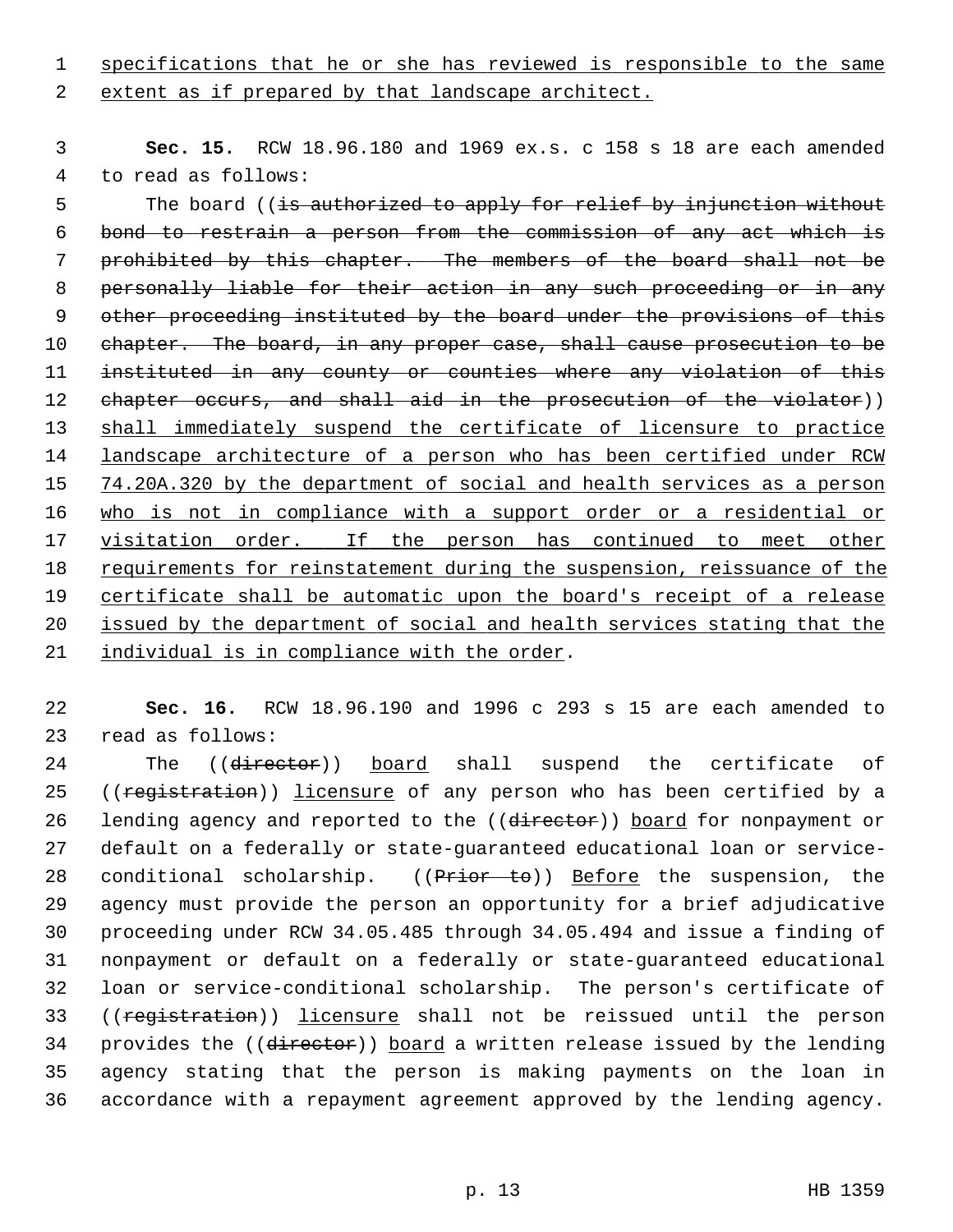specifications that he or she has reviewed is responsible to the same extent as if prepared by that landscape architect.

**Sec. 15.** RCW 18.96.180 and 1969 ex.s. c 158 s 18 are each amended to read as follows:

The board ((~~is authorized to apply for relief by injunction without bond to restrain a person from the commission of any act which is prohibited by this chapter. The members of the board shall not be personally liable for their action in any such proceeding or in any other proceeding instituted by the board under the provisions of this chapter. The board, in any proper case, shall cause prosecution to be instituted in any county or counties where any violation of this chapter occurs, and shall aid in the prosecution of the violator~~)) <u>shall immediately suspend the certificate of licensure to practice landscape architecture of a person who has been certified under RCW 74.20A.320 by the department of social and health services as a person who is not in compliance with a support order or a residential or visitation order. If the person has continued to meet other requirements for reinstatement during the suspension, reissuance of the certificate shall be automatic upon the board's receipt of a release issued by the department of social and health services stating that the individual is in compliance with the order</u>.

**Sec. 16.** RCW 18.96.190 and 1996 c 293 s 15 are each amended to read as follows:

The ((~~director~~)) <u>board</u> shall suspend the certificate of ((~~registration~~)) <u>licensure</u> of any person who has been certified by a lending agency and reported to the ((~~director~~)) <u>board</u> for nonpayment or default on a federally or state-guaranteed educational loan or service-conditional scholarship. ((~~Prior to~~)) <u>Before</u> the suspension, the agency must provide the person an opportunity for a brief adjudicative proceeding under RCW 34.05.485 through 34.05.494 and issue a finding of nonpayment or default on a federally or state-guaranteed educational loan or service-conditional scholarship. The person's certificate of ((~~registration~~)) <u>licensure</u> shall not be reissued until the person provides the ((~~director~~)) <u>board</u> a written release issued by the lending agency stating that the person is making payments on the loan in accordance with a repayment agreement approved by the lending agency.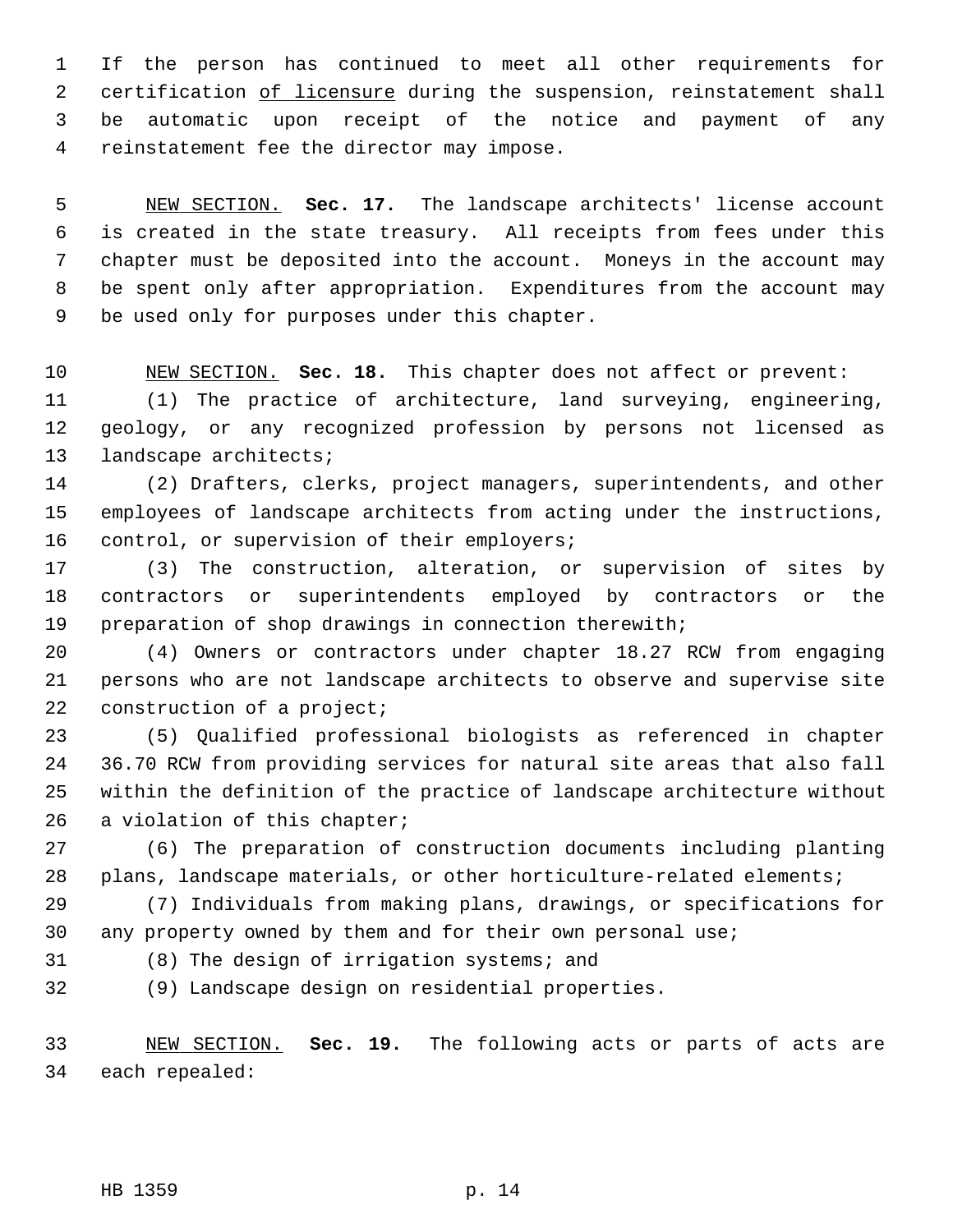If the person has continued to meet all other requirements for certification of licensure during the suspension, reinstatement shall be automatic upon receipt of the notice and payment of any reinstatement fee the director may impose.

NEW SECTION. **Sec. 17.** The landscape architects' license account is created in the state treasury. All receipts from fees under this chapter must be deposited into the account. Moneys in the account may be spent only after appropriation. Expenditures from the account may be used only for purposes under this chapter.

NEW SECTION. **Sec. 18.** This chapter does not affect or prevent:

(1) The practice of architecture, land surveying, engineering, geology, or any recognized profession by persons not licensed as landscape architects;

(2) Drafters, clerks, project managers, superintendents, and other employees of landscape architects from acting under the instructions, control, or supervision of their employers;

(3) The construction, alteration, or supervision of sites by contractors or superintendents employed by contractors or the preparation of shop drawings in connection therewith;

(4) Owners or contractors under chapter 18.27 RCW from engaging persons who are not landscape architects to observe and supervise site construction of a project;

(5) Qualified professional biologists as referenced in chapter 36.70 RCW from providing services for natural site areas that also fall within the definition of the practice of landscape architecture without a violation of this chapter;

(6) The preparation of construction documents including planting plans, landscape materials, or other horticulture-related elements;

(7) Individuals from making plans, drawings, or specifications for any property owned by them and for their own personal use;

(8) The design of irrigation systems; and

(9) Landscape design on residential properties.

NEW SECTION. **Sec. 19.** The following acts or parts of acts are each repealed: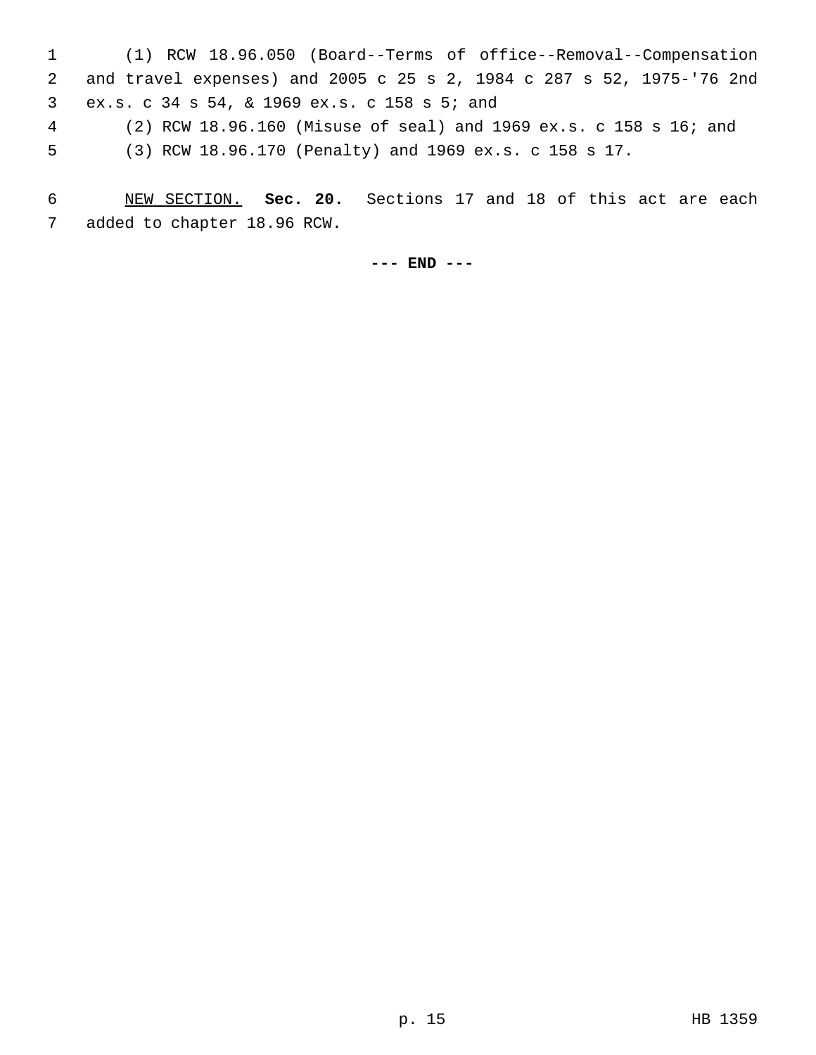(1) RCW 18.96.050 (Board--Terms of office--Removal--Compensation and travel expenses) and 2005 c 25 s 2, 1984 c 287 s 52, 1975-'76 2nd ex.s. c 34 s 54, & 1969 ex.s. c 158 s 5; and

(2) RCW 18.96.160 (Misuse of seal) and 1969 ex.s. c 158 s 16; and

(3) RCW 18.96.170 (Penalty) and 1969 ex.s. c 158 s 17.

NEW SECTION. **Sec. 20.** Sections 17 and 18 of this act are each added to chapter 18.96 RCW.

**--- END ---**